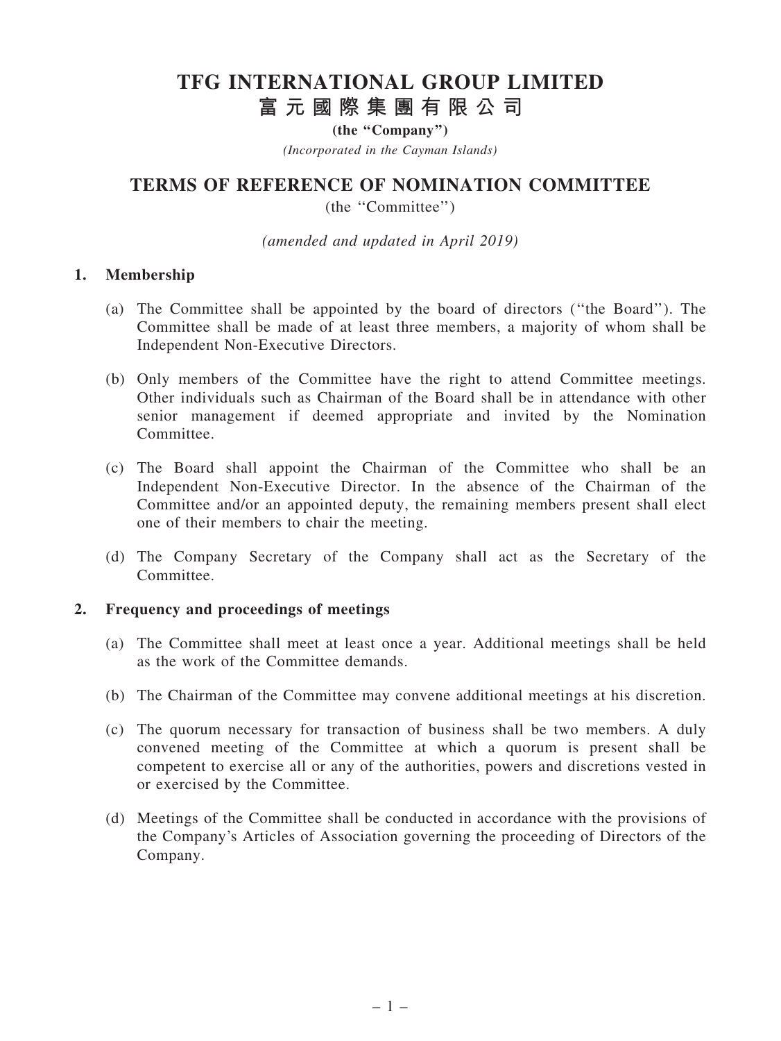# TFG INTERNATIONAL GROUP LIMITED
# 富元國際集團有限公司

**(the "Company")**

*(Incorporated in the Cayman Islands)*

## TERMS OF REFERENCE OF NOMINATION COMMITTEE

(the "Committee")

*(amended and updated in April 2019)*

### 1. Membership

(a) The Committee shall be appointed by the board of directors ("the Board"). The Committee shall be made of at least three members, a majority of whom shall be Independent Non-Executive Directors.

(b) Only members of the Committee have the right to attend Committee meetings. Other individuals such as Chairman of the Board shall be in attendance with other senior management if deemed appropriate and invited by the Nomination Committee.

(c) The Board shall appoint the Chairman of the Committee who shall be an Independent Non-Executive Director. In the absence of the Chairman of the Committee and/or an appointed deputy, the remaining members present shall elect one of their members to chair the meeting.

(d) The Company Secretary of the Company shall act as the Secretary of the Committee.

### 2. Frequency and proceedings of meetings

(a) The Committee shall meet at least once a year. Additional meetings shall be held as the work of the Committee demands.

(b) The Chairman of the Committee may convene additional meetings at his discretion.

(c) The quorum necessary for transaction of business shall be two members. A duly convened meeting of the Committee at which a quorum is present shall be competent to exercise all or any of the authorities, powers and discretions vested in or exercised by the Committee.

(d) Meetings of the Committee shall be conducted in accordance with the provisions of the Company's Articles of Association governing the proceeding of Directors of the Company.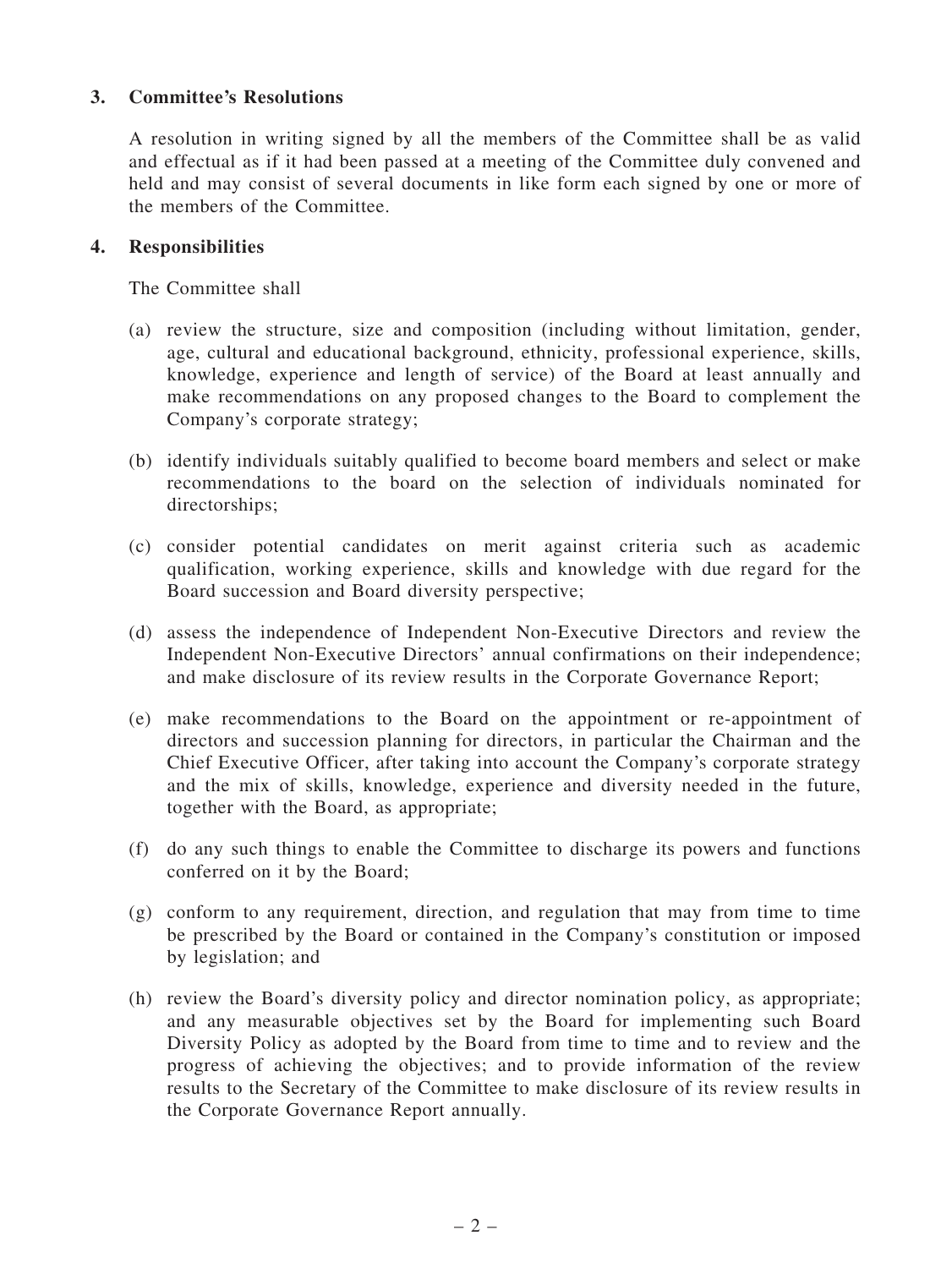## 3. Committee's Resolutions

A resolution in writing signed by all the members of the Committee shall be as valid and effectual as if it had been passed at a meeting of the Committee duly convened and held and may consist of several documents in like form each signed by one or more of the members of the Committee.

## 4. Responsibilities

The Committee shall

(a) review the structure, size and composition (including without limitation, gender, age, cultural and educational background, ethnicity, professional experience, skills, knowledge, experience and length of service) of the Board at least annually and make recommendations on any proposed changes to the Board to complement the Company's corporate strategy;

(b) identify individuals suitably qualified to become board members and select or make recommendations to the board on the selection of individuals nominated for directorships;

(c) consider potential candidates on merit against criteria such as academic qualification, working experience, skills and knowledge with due regard for the Board succession and Board diversity perspective;

(d) assess the independence of Independent Non-Executive Directors and review the Independent Non-Executive Directors' annual confirmations on their independence; and make disclosure of its review results in the Corporate Governance Report;

(e) make recommendations to the Board on the appointment or re-appointment of directors and succession planning for directors, in particular the Chairman and the Chief Executive Officer, after taking into account the Company's corporate strategy and the mix of skills, knowledge, experience and diversity needed in the future, together with the Board, as appropriate;

(f) do any such things to enable the Committee to discharge its powers and functions conferred on it by the Board;

(g) conform to any requirement, direction, and regulation that may from time to time be prescribed by the Board or contained in the Company's constitution or imposed by legislation; and

(h) review the Board's diversity policy and director nomination policy, as appropriate; and any measurable objectives set by the Board for implementing such Board Diversity Policy as adopted by the Board from time to time and to review and the progress of achieving the objectives; and to provide information of the review results to the Secretary of the Committee to make disclosure of its review results in the Corporate Governance Report annually.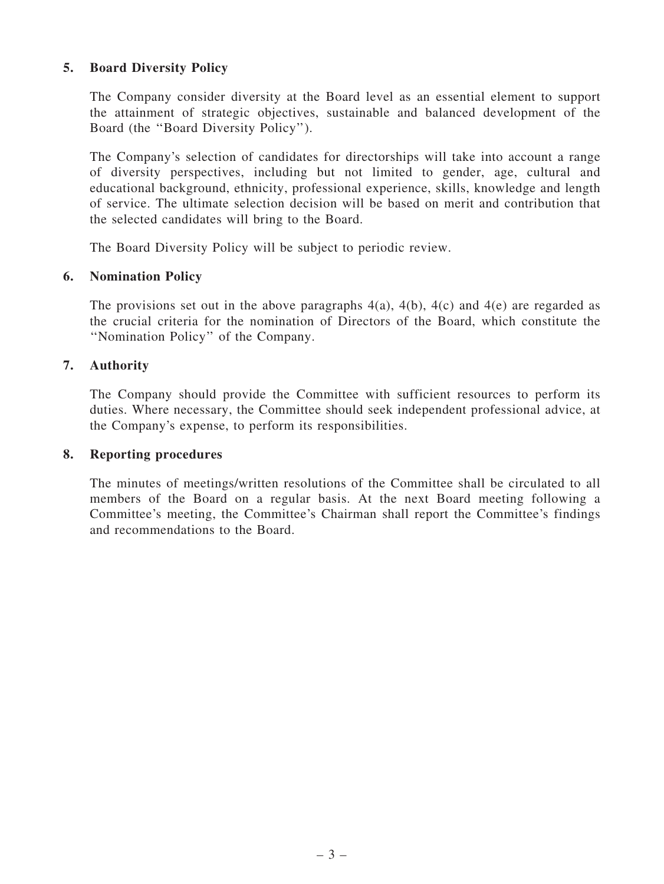## 5. Board Diversity Policy

The Company consider diversity at the Board level as an essential element to support the attainment of strategic objectives, sustainable and balanced development of the Board (the ''Board Diversity Policy'').

The Company's selection of candidates for directorships will take into account a range of diversity perspectives, including but not limited to gender, age, cultural and educational background, ethnicity, professional experience, skills, knowledge and length of service. The ultimate selection decision will be based on merit and contribution that the selected candidates will bring to the Board.

The Board Diversity Policy will be subject to periodic review.

## 6. Nomination Policy

The provisions set out in the above paragraphs 4(a), 4(b), 4(c) and 4(e) are regarded as the crucial criteria for the nomination of Directors of the Board, which constitute the ''Nomination Policy'' of the Company.

## 7. Authority

The Company should provide the Committee with sufficient resources to perform its duties. Where necessary, the Committee should seek independent professional advice, at the Company's expense, to perform its responsibilities.

## 8. Reporting procedures

The minutes of meetings/written resolutions of the Committee shall be circulated to all members of the Board on a regular basis. At the next Board meeting following a Committee's meeting, the Committee's Chairman shall report the Committee's findings and recommendations to the Board.